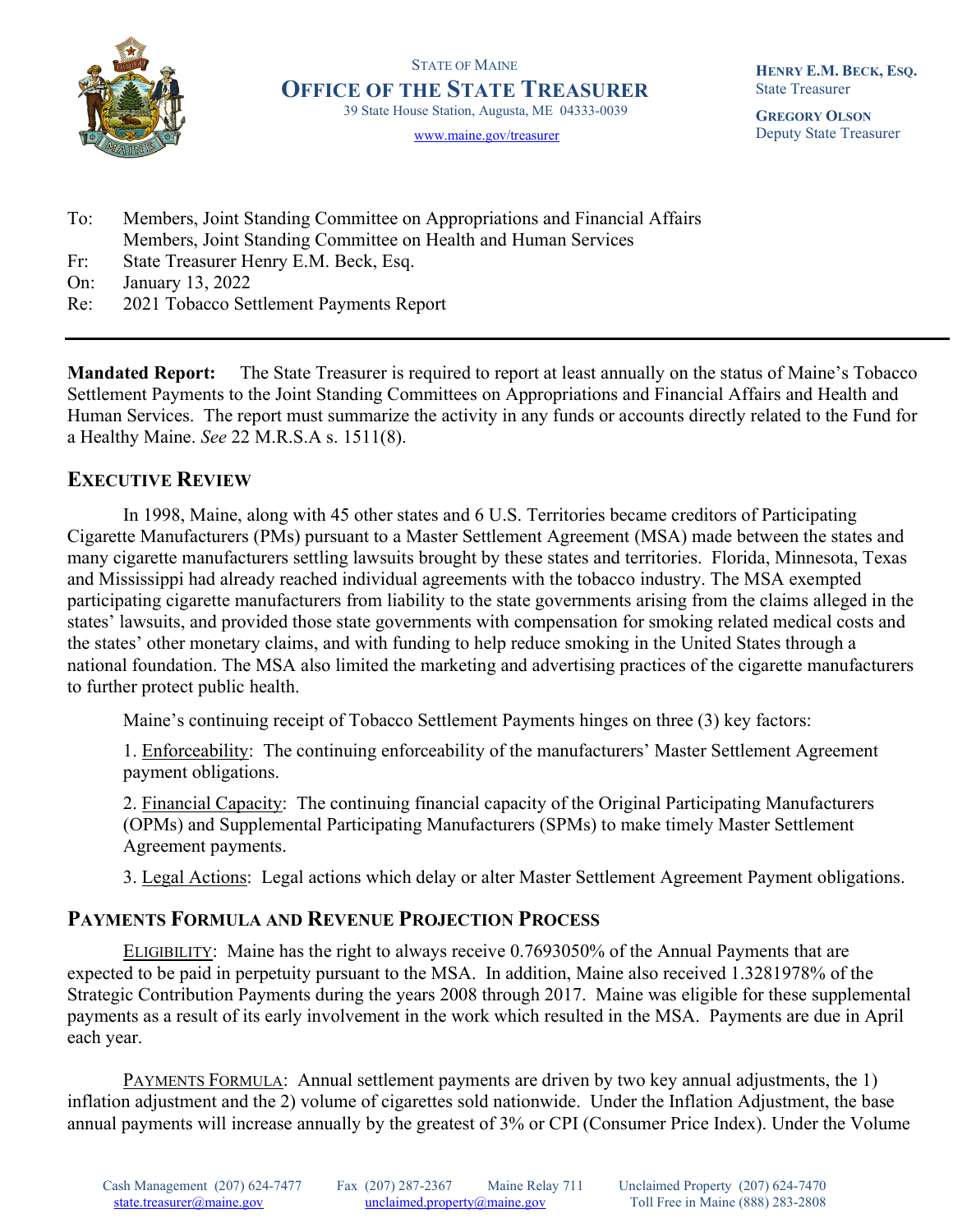STATE OF MAINE

**OFFICE OF THE STATE TREASURER**

39 State House Station, Augusta, ME 04333-0039

www.maine.gov/treasurer

**HENRY E.M. BECK, ESQ.**
State Treasurer

**GREGORY OLSON**
Deputy State Treasurer

To: Members, Joint Standing Committee on Appropriations and Financial Affairs
Members, Joint Standing Committee on Health and Human Services
Fr: State Treasurer Henry E.M. Beck, Esq.
On: January 13, 2022
Re: 2021 Tobacco Settlement Payments Report

---

**Mandated Report:** The State Treasurer is required to report at least annually on the status of Maine's Tobacco Settlement Payments to the Joint Standing Committees on Appropriations and Financial Affairs and Health and Human Services. The report must summarize the activity in any funds or accounts directly related to the Fund for a Healthy Maine. *See* 22 M.R.S.A s. 1511(8).

## EXECUTIVE REVIEW

In 1998, Maine, along with 45 other states and 6 U.S. Territories became creditors of Participating Cigarette Manufacturers (PMs) pursuant to a Master Settlement Agreement (MSA) made between the states and many cigarette manufacturers settling lawsuits brought by these states and territories. Florida, Minnesota, Texas and Mississippi had already reached individual agreements with the tobacco industry. The MSA exempted participating cigarette manufacturers from liability to the state governments arising from the claims alleged in the states' lawsuits, and provided those state governments with compensation for smoking related medical costs and the states' other monetary claims, and with funding to help reduce smoking in the United States through a national foundation. The MSA also limited the marketing and advertising practices of the cigarette manufacturers to further protect public health.

Maine's continuing receipt of Tobacco Settlement Payments hinges on three (3) key factors:

1. Enforceability: The continuing enforceability of the manufacturers' Master Settlement Agreement payment obligations.

2. Financial Capacity: The continuing financial capacity of the Original Participating Manufacturers (OPMs) and Supplemental Participating Manufacturers (SPMs) to make timely Master Settlement Agreement payments.

3. Legal Actions: Legal actions which delay or alter Master Settlement Agreement Payment obligations.

## PAYMENTS FORMULA AND REVENUE PROJECTION PROCESS

ELIGIBILITY: Maine has the right to always receive 0.7693050% of the Annual Payments that are expected to be paid in perpetuity pursuant to the MSA. In addition, Maine also received 1.3281978% of the Strategic Contribution Payments during the years 2008 through 2017. Maine was eligible for these supplemental payments as a result of its early involvement in the work which resulted in the MSA. Payments are due in April each year.

PAYMENTS FORMULA: Annual settlement payments are driven by two key annual adjustments, the 1) inflation adjustment and the 2) volume of cigarettes sold nationwide. Under the Inflation Adjustment, the base annual payments will increase annually by the greatest of 3% or CPI (Consumer Price Index). Under the Volume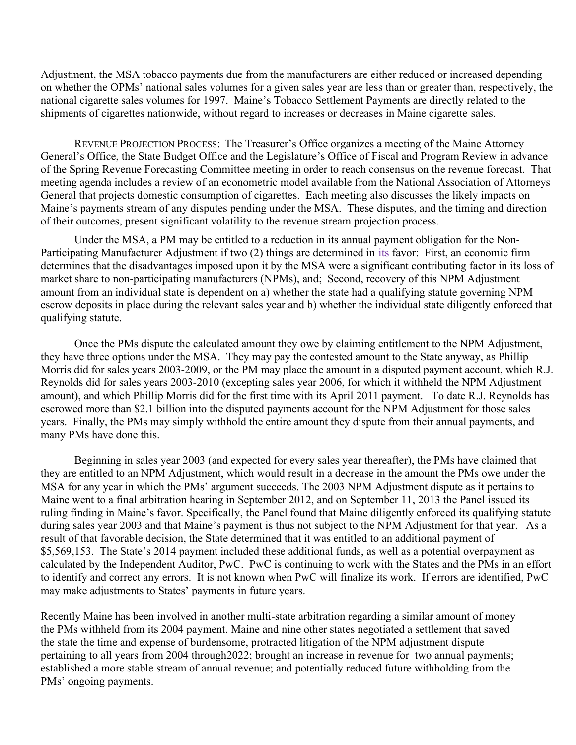Adjustment, the MSA tobacco payments due from the manufacturers are either reduced or increased depending on whether the OPMs' national sales volumes for a given sales year are less than or greater than, respectively, the national cigarette sales volumes for 1997. Maine's Tobacco Settlement Payments are directly related to the shipments of cigarettes nationwide, without regard to increases or decreases in Maine cigarette sales.

REVENUE PROJECTION PROCESS: The Treasurer's Office organizes a meeting of the Maine Attorney General's Office, the State Budget Office and the Legislature's Office of Fiscal and Program Review in advance of the Spring Revenue Forecasting Committee meeting in order to reach consensus on the revenue forecast. That meeting agenda includes a review of an econometric model available from the National Association of Attorneys General that projects domestic consumption of cigarettes. Each meeting also discusses the likely impacts on Maine's payments stream of any disputes pending under the MSA. These disputes, and the timing and direction of their outcomes, present significant volatility to the revenue stream projection process.

Under the MSA, a PM may be entitled to a reduction in its annual payment obligation for the Non-Participating Manufacturer Adjustment if two (2) things are determined in its favor: First, an economic firm determines that the disadvantages imposed upon it by the MSA were a significant contributing factor in its loss of market share to non-participating manufacturers (NPMs), and; Second, recovery of this NPM Adjustment amount from an individual state is dependent on a) whether the state had a qualifying statute governing NPM escrow deposits in place during the relevant sales year and b) whether the individual state diligently enforced that qualifying statute.

Once the PMs dispute the calculated amount they owe by claiming entitlement to the NPM Adjustment, they have three options under the MSA. They may pay the contested amount to the State anyway, as Phillip Morris did for sales years 2003-2009, or the PM may place the amount in a disputed payment account, which R.J. Reynolds did for sales years 2003-2010 (excepting sales year 2006, for which it withheld the NPM Adjustment amount), and which Phillip Morris did for the first time with its April 2011 payment. To date R.J. Reynolds has escrowed more than $2.1 billion into the disputed payments account for the NPM Adjustment for those sales years. Finally, the PMs may simply withhold the entire amount they dispute from their annual payments, and many PMs have done this.

Beginning in sales year 2003 (and expected for every sales year thereafter), the PMs have claimed that they are entitled to an NPM Adjustment, which would result in a decrease in the amount the PMs owe under the MSA for any year in which the PMs' argument succeeds. The 2003 NPM Adjustment dispute as it pertains to Maine went to a final arbitration hearing in September 2012, and on September 11, 2013 the Panel issued its ruling finding in Maine's favor. Specifically, the Panel found that Maine diligently enforced its qualifying statute during sales year 2003 and that Maine's payment is thus not subject to the NPM Adjustment for that year. As a result of that favorable decision, the State determined that it was entitled to an additional payment of $5,569,153. The State's 2014 payment included these additional funds, as well as a potential overpayment as calculated by the Independent Auditor, PwC. PwC is continuing to work with the States and the PMs in an effort to identify and correct any errors. It is not known when PwC will finalize its work. If errors are identified, PwC may make adjustments to States' payments in future years.

Recently Maine has been involved in another multi-state arbitration regarding a similar amount of money the PMs withheld from its 2004 payment. Maine and nine other states negotiated a settlement that saved the state the time and expense of burdensome, protracted litigation of the NPM adjustment dispute pertaining to all years from 2004 through2022; brought an increase in revenue for two annual payments; established a more stable stream of annual revenue; and potentially reduced future withholding from the PMs' ongoing payments.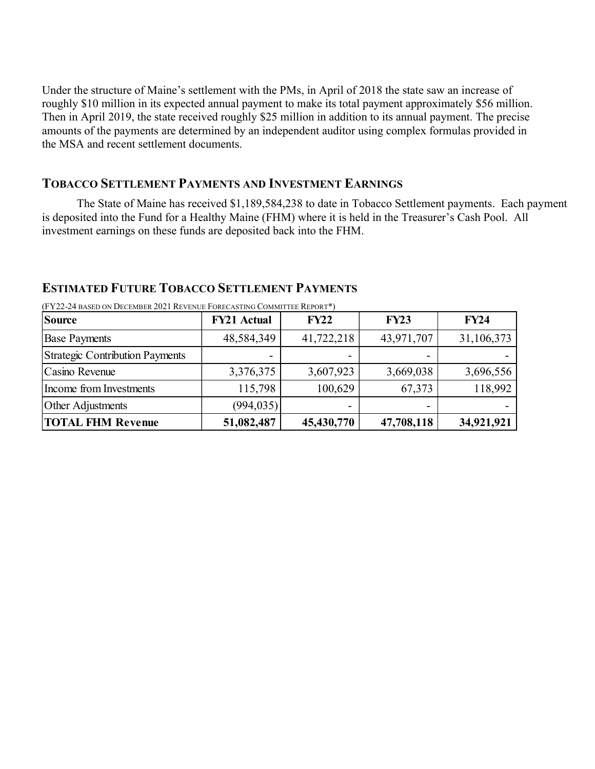Under the structure of Maine's settlement with the PMs, in April of 2018 the state saw an increase of roughly $10 million in its expected annual payment to make its total payment approximately $56 million. Then in April 2019, the state received roughly $25 million in addition to its annual payment. The precise amounts of the payments are determined by an independent auditor using complex formulas provided in the MSA and recent settlement documents.

## TOBACCO SETTLEMENT PAYMENTS AND INVESTMENT EARNINGS

The State of Maine has received $1,189,584,238 to date in Tobacco Settlement payments. Each payment is deposited into the Fund for a Healthy Maine (FHM) where it is held in the Treasurer's Cash Pool. All investment earnings on these funds are deposited back into the FHM.

## ESTIMATED FUTURE TOBACCO SETTLEMENT PAYMENTS

(FY22-24 BASED ON DECEMBER 2021 REVENUE FORECASTING COMMITTEE REPORT*)

| Source | FY21 Actual | FY22 | FY23 | FY24 |
|---|---|---|---|---|
| Base Payments | 48,584,349 | 41,722,218 | 43,971,707 | 31,106,373 |
| Strategic Contribution Payments | - | - | - | - |
| Casino Revenue | 3,376,375 | 3,607,923 | 3,669,038 | 3,696,556 |
| Income from Investments | 115,798 | 100,629 | 67,373 | 118,992 |
| Other Adjustments | (994,035) | - | - | - |
| **TOTAL FHM Revenue** | **51,082,487** | **45,430,770** | **47,708,118** | **34,921,921** |